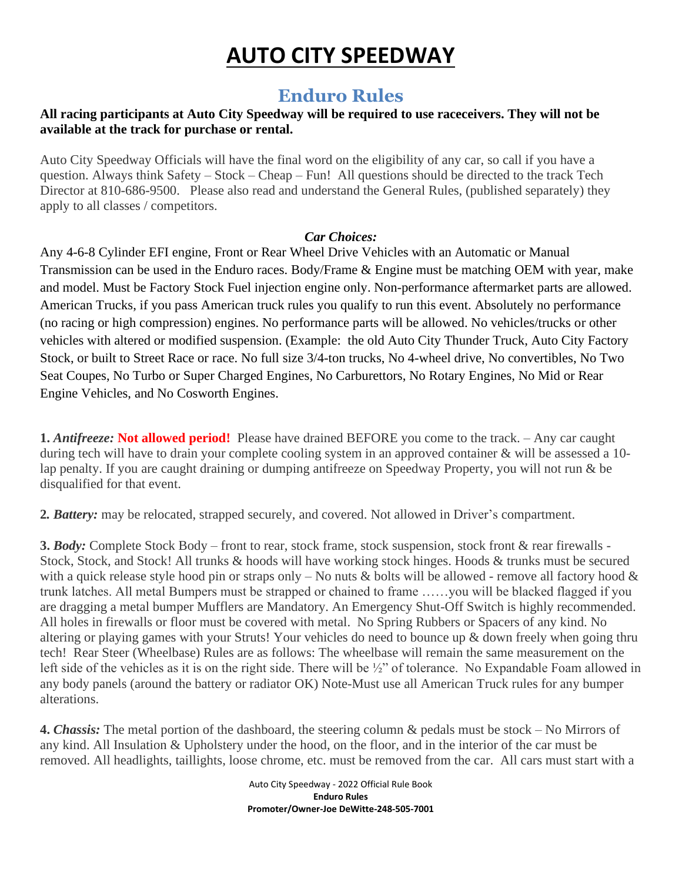# AUTO CITY SPEEDWAY

## Enduro Rules

**All racing participants at Auto City Speedway will be required to use raceceivers. They will not be available at the track for purchase or rental.**

Auto City Speedway Officials will have the final word on the eligibility of any car, so call if you have a question. Always think Safety – Stock – Cheap – Fun! All questions should be directed to the track Tech Director at 810-686-9500. Please also read and understand the General Rules, (published separately) they apply to all classes / competitors.

***Car Choices:***

Any 4-6-8 Cylinder EFI engine, Front or Rear Wheel Drive Vehicles with an Automatic or Manual Transmission can be used in the Enduro races. Body/Frame & Engine must be matching OEM with year, make and model. Must be Factory Stock Fuel injection engine only. Non-performance aftermarket parts are allowed. American Trucks, if you pass American truck rules you qualify to run this event. Absolutely no performance (no racing or high compression) engines. No performance parts will be allowed. No vehicles/trucks or other vehicles with altered or modified suspension. (Example: the old Auto City Thunder Truck, Auto City Factory Stock, or built to Street Race or race. No full size 3/4-ton trucks, No 4-wheel drive, No convertibles, No Two Seat Coupes, No Turbo or Super Charged Engines, No Carburettors, No Rotary Engines, No Mid or Rear Engine Vehicles, and No Cosworth Engines.

**1.** ***Antifreeze:*** **Not allowed period!** Please have drained BEFORE you come to the track. – Any car caught during tech will have to drain your complete cooling system in an approved container & will be assessed a 10-lap penalty. If you are caught draining or dumping antifreeze on Speedway Property, you will not run & be disqualified for that event.

**2.** ***Battery:*** may be relocated, strapped securely, and covered. Not allowed in Driver's compartment.

**3.** ***Body:*** Complete Stock Body – front to rear, stock frame, stock suspension, stock front & rear firewalls - Stock, Stock, and Stock! All trunks & hoods will have working stock hinges. Hoods & trunks must be secured with a quick release style hood pin or straps only – No nuts & bolts will be allowed - remove all factory hood & trunk latches. All metal Bumpers must be strapped or chained to frame ……you will be blacked flagged if you are dragging a metal bumper Mufflers are Mandatory. An Emergency Shut-Off Switch is highly recommended. All holes in firewalls or floor must be covered with metal. No Spring Rubbers or Spacers of any kind. No altering or playing games with your Struts! Your vehicles do need to bounce up & down freely when going thru tech! Rear Steer (Wheelbase) Rules are as follows: The wheelbase will remain the same measurement on the left side of the vehicles as it is on the right side. There will be ½" of tolerance. No Expandable Foam allowed in any body panels (around the battery or radiator OK) Note-Must use all American Truck rules for any bumper alterations.

**4.** ***Chassis:*** The metal portion of the dashboard, the steering column & pedals must be stock – No Mirrors of any kind. All Insulation & Upholstery under the hood, on the floor, and in the interior of the car must be removed. All headlights, taillights, loose chrome, etc. must be removed from the car. All cars must start with a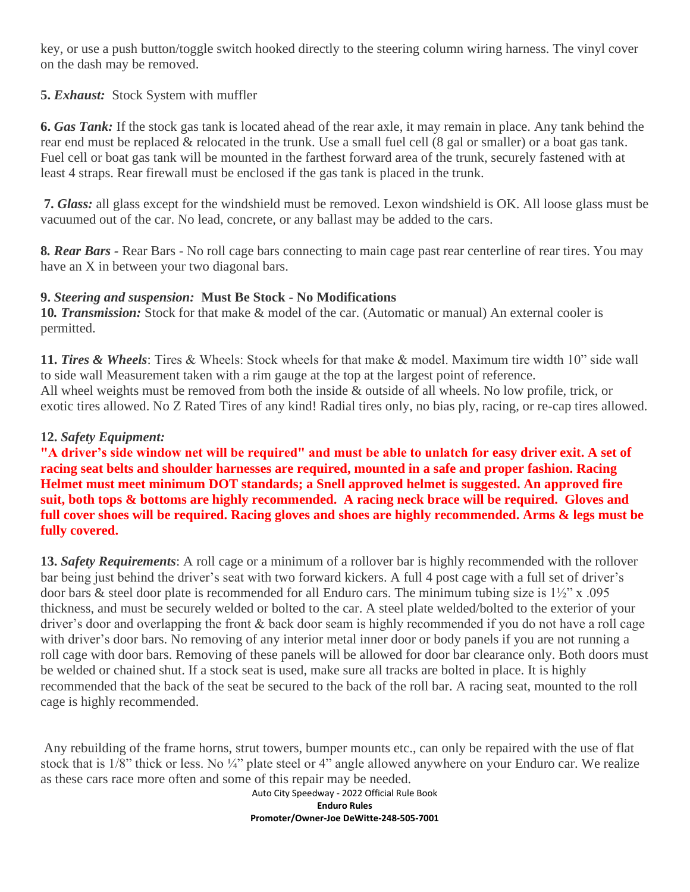key, or use a push button/toggle switch hooked directly to the steering column wiring harness. The vinyl cover on the dash may be removed.

**5.** ***Exhaust:*** Stock System with muffler

**6.** ***Gas Tank:*** If the stock gas tank is located ahead of the rear axle, it may remain in place. Any tank behind the rear end must be replaced & relocated in the trunk. Use a small fuel cell (8 gal or smaller) or a boat gas tank. Fuel cell or boat gas tank will be mounted in the farthest forward area of the trunk, securely fastened with at least 4 straps. Rear firewall must be enclosed if the gas tank is placed in the trunk.

**7.** ***Glass:*** all glass except for the windshield must be removed. Lexon windshield is OK. All loose glass must be vacuumed out of the car. No lead, concrete, or any ballast may be added to the cars.

**8.** ***Rear Bars -*** Rear Bars - No roll cage bars connecting to main cage past rear centerline of rear tires. You may have an X in between your two diagonal bars.

**9.** ***Steering and suspension:*** **Must Be Stock - No Modifications**
**10.** ***Transmission:*** Stock for that make & model of the car. (Automatic or manual) An external cooler is permitted.

**11.** ***Tires & Wheels***: Tires & Wheels: Stock wheels for that make & model. Maximum tire width 10" side wall to side wall Measurement taken with a rim gauge at the top at the largest point of reference.
All wheel weights must be removed from both the inside & outside of all wheels. No low profile, trick, or exotic tires allowed. No Z Rated Tires of any kind! Radial tires only, no bias ply, racing, or re-cap tires allowed.

**12.** ***Safety Equipment:***
**"A driver's side window net will be required" and must be able to unlatch for easy driver exit. A set of racing seat belts and shoulder harnesses are required, mounted in a safe and proper fashion. Racing Helmet must meet minimum DOT standards; a Snell approved helmet is suggested. An approved fire suit, both tops & bottoms are highly recommended. A racing neck brace will be required. Gloves and full cover shoes will be required. Racing gloves and shoes are highly recommended. Arms & legs must be fully covered.**

**13.** ***Safety Requirements***: A roll cage or a minimum of a rollover bar is highly recommended with the rollover bar being just behind the driver's seat with two forward kickers. A full 4 post cage with a full set of driver's door bars & steel door plate is recommended for all Enduro cars. The minimum tubing size is 1½" x .095 thickness, and must be securely welded or bolted to the car. A steel plate welded/bolted to the exterior of your driver's door and overlapping the front & back door seam is highly recommended if you do not have a roll cage with driver's door bars. No removing of any interior metal inner door or body panels if you are not running a roll cage with door bars. Removing of these panels will be allowed for door bar clearance only. Both doors must be welded or chained shut. If a stock seat is used, make sure all tracks are bolted in place. It is highly recommended that the back of the seat be secured to the back of the roll bar. A racing seat, mounted to the roll cage is highly recommended.

Any rebuilding of the frame horns, strut towers, bumper mounts etc., can only be repaired with the use of flat stock that is 1/8" thick or less. No ¼" plate steel or 4" angle allowed anywhere on your Enduro car. We realize as these cars race more often and some of this repair may be needed.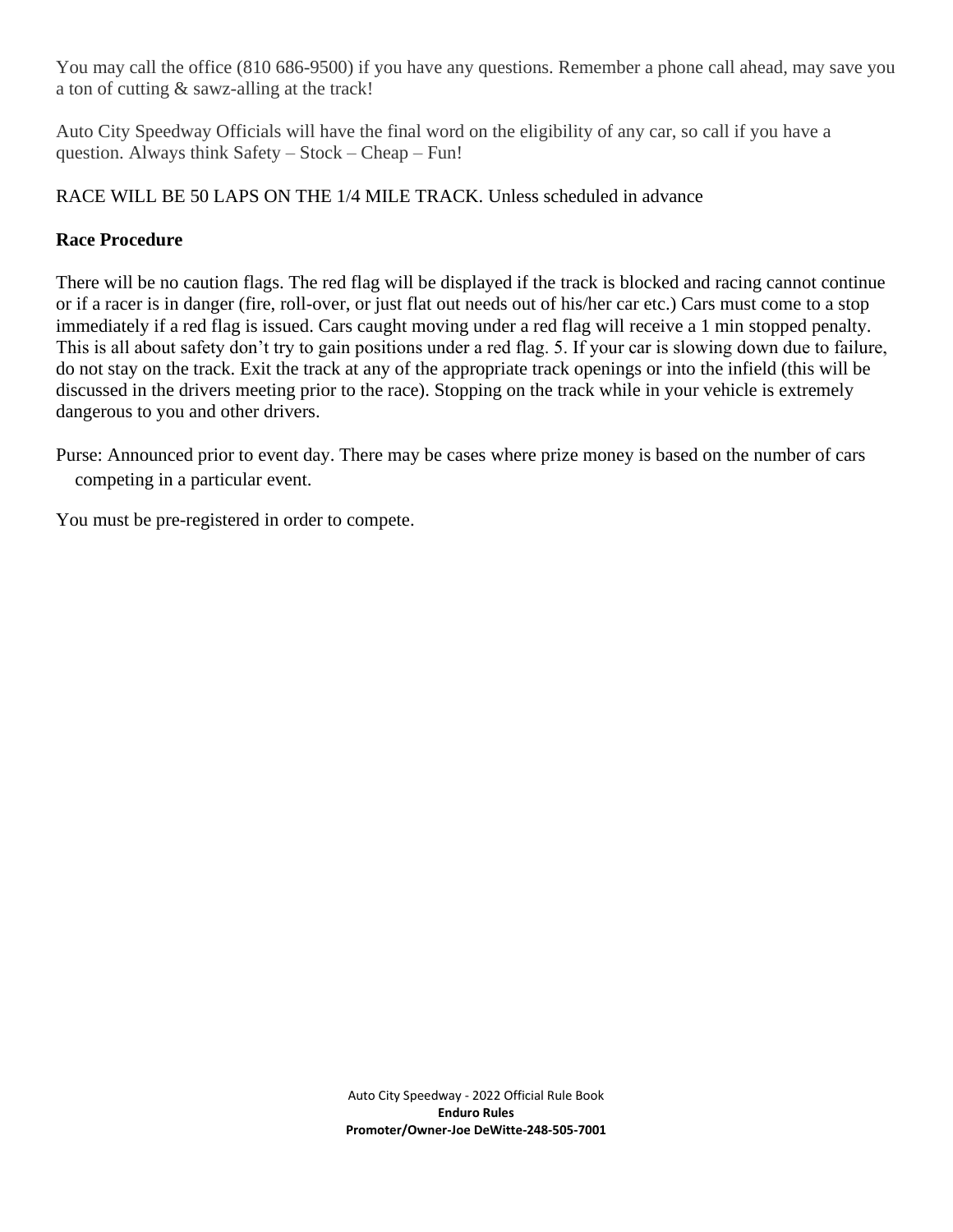You may call the office (810 686-9500) if you have any questions. Remember a phone call ahead, may save you a ton of cutting & sawz-alling at the track!

Auto City Speedway Officials will have the final word on the eligibility of any car, so call if you have a question. Always think Safety – Stock – Cheap – Fun!

RACE WILL BE 50 LAPS ON THE 1/4 MILE TRACK. Unless scheduled in advance

**Race Procedure**

There will be no caution flags. The red flag will be displayed if the track is blocked and racing cannot continue or if a racer is in danger (fire, roll-over, or just flat out needs out of his/her car etc.) Cars must come to a stop immediately if a red flag is issued. Cars caught moving under a red flag will receive a 1 min stopped penalty. This is all about safety don't try to gain positions under a red flag. 5. If your car is slowing down due to failure, do not stay on the track. Exit the track at any of the appropriate track openings or into the infield (this will be discussed in the drivers meeting prior to the race). Stopping on the track while in your vehicle is extremely dangerous to you and other drivers.

Purse: Announced prior to event day. There may be cases where prize money is based on the number of cars competing in a particular event.

You must be pre-registered in order to compete.